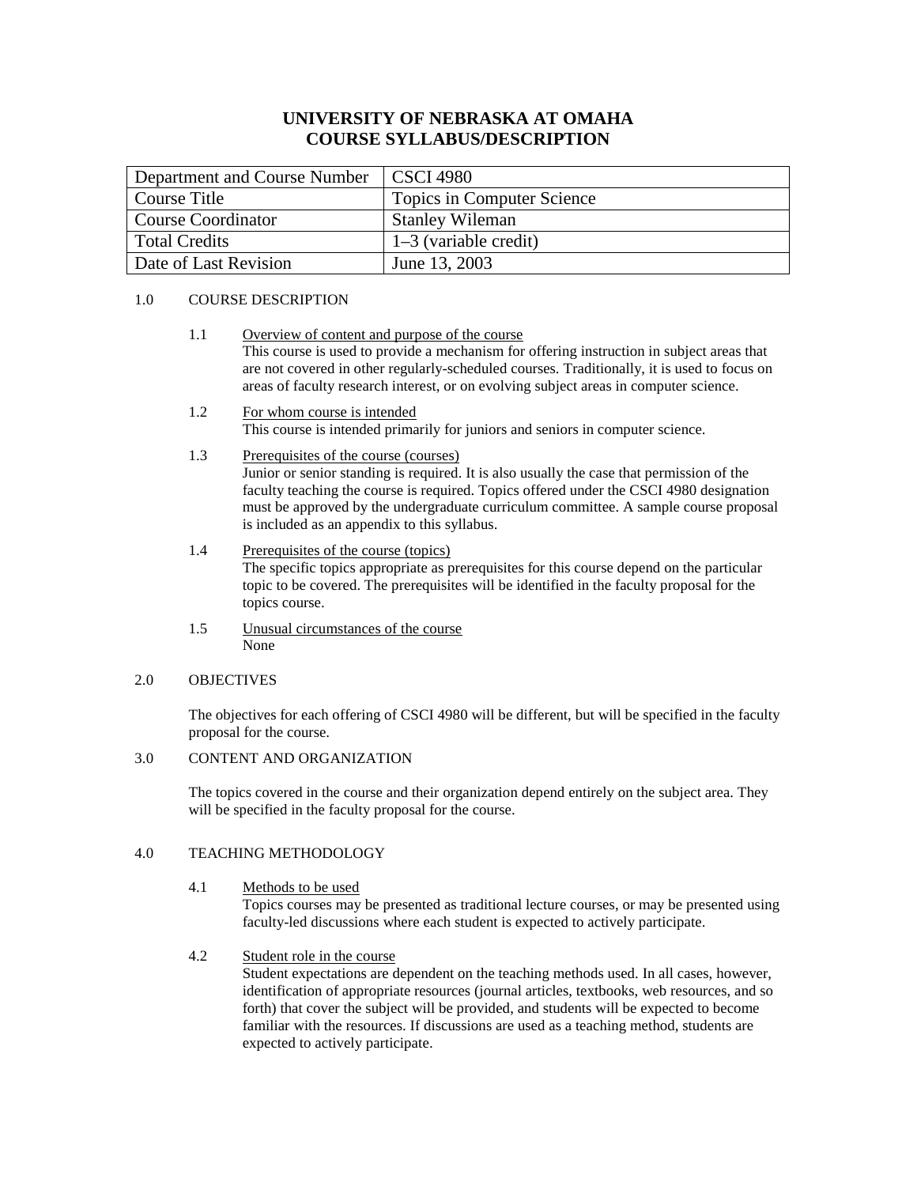# UNIVERSITY OF NEBRASKA AT OMAHA
# COURSE SYLLABUS/DESCRIPTION

| Department and Course Number | CSCI 4980 |
|---|---|
| Course Title | Topics in Computer Science |
| Course Coordinator | Stanley Wileman |
| Total Credits | 1–3 (variable credit) |
| Date of Last Revision | June 13, 2003 |

## 1.0 COURSE DESCRIPTION

### 1.1 Overview of content and purpose of the course

This course is used to provide a mechanism for offering instruction in subject areas that are not covered in other regularly-scheduled courses. Traditionally, it is used to focus on areas of faculty research interest, or on evolving subject areas in computer science.

### 1.2 For whom course is intended

This course is intended primarily for juniors and seniors in computer science.

### 1.3 Prerequisites of the course (courses)

Junior or senior standing is required. It is also usually the case that permission of the faculty teaching the course is required. Topics offered under the CSCI 4980 designation must be approved by the undergraduate curriculum committee. A sample course proposal is included as an appendix to this syllabus.

### 1.4 Prerequisites of the course (topics)

The specific topics appropriate as prerequisites for this course depend on the particular topic to be covered. The prerequisites will be identified in the faculty proposal for the topics course.

### 1.5 Unusual circumstances of the course

None

## 2.0 OBJECTIVES

The objectives for each offering of CSCI 4980 will be different, but will be specified in the faculty proposal for the course.

## 3.0 CONTENT AND ORGANIZATION

The topics covered in the course and their organization depend entirely on the subject area. They will be specified in the faculty proposal for the course.

## 4.0 TEACHING METHODOLOGY

### 4.1 Methods to be used

Topics courses may be presented as traditional lecture courses, or may be presented using faculty-led discussions where each student is expected to actively participate.

### 4.2 Student role in the course

Student expectations are dependent on the teaching methods used. In all cases, however, identification of appropriate resources (journal articles, textbooks, web resources, and so forth) that cover the subject will be provided, and students will be expected to become familiar with the resources. If discussions are used as a teaching method, students are expected to actively participate.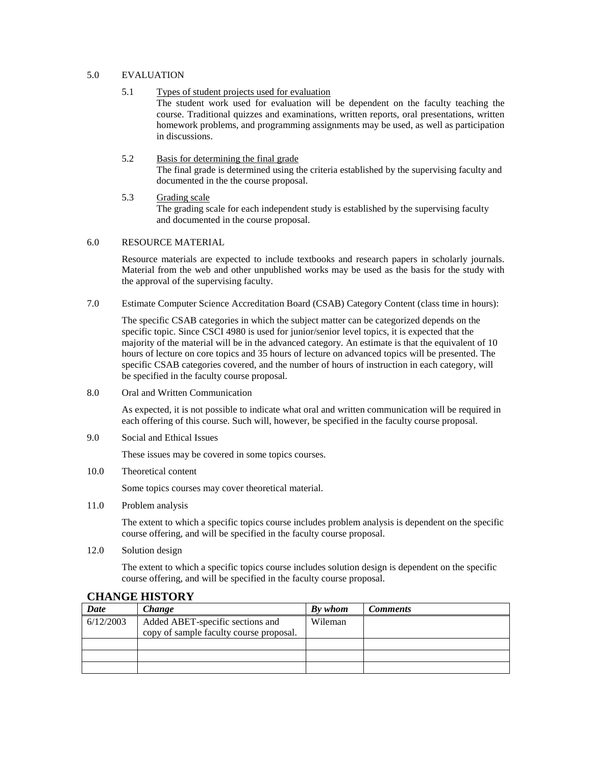## 5.0 EVALUATION

### 5.1 Types of student projects used for evaluation

The student work used for evaluation will be dependent on the faculty teaching the course. Traditional quizzes and examinations, written reports, oral presentations, written homework problems, and programming assignments may be used, as well as participation in discussions.

### 5.2 Basis for determining the final grade

The final grade is determined using the criteria established by the supervising faculty and documented in the the course proposal.

### 5.3 Grading scale

The grading scale for each independent study is established by the supervising faculty and documented in the course proposal.

## 6.0 RESOURCE MATERIAL

Resource materials are expected to include textbooks and research papers in scholarly journals. Material from the web and other unpublished works may be used as the basis for the study with the approval of the supervising faculty.

## 7.0 Estimate Computer Science Accreditation Board (CSAB) Category Content (class time in hours):

The specific CSAB categories in which the subject matter can be categorized depends on the specific topic. Since CSCI 4980 is used for junior/senior level topics, it is expected that the majority of the material will be in the advanced category. An estimate is that the equivalent of 10 hours of lecture on core topics and 35 hours of lecture on advanced topics will be presented. The specific CSAB categories covered, and the number of hours of instruction in each category, will be specified in the faculty course proposal.

## 8.0 Oral and Written Communication

As expected, it is not possible to indicate what oral and written communication will be required in each offering of this course. Such will, however, be specified in the faculty course proposal.

## 9.0 Social and Ethical Issues

These issues may be covered in some topics courses.

## 10.0 Theoretical content

Some topics courses may cover theoretical material.

## 11.0 Problem analysis

The extent to which a specific topics course includes problem analysis is dependent on the specific course offering, and will be specified in the faculty course proposal.

## 12.0 Solution design

The extent to which a specific topics course includes solution design is dependent on the specific course offering, and will be specified in the faculty course proposal.

## CHANGE HISTORY

| ***Date*** | ***Change*** | ***By whom*** | ***Comments*** |
|---|---|---|---|
| 6/12/2003 | Added ABET-specific sections and copy of sample faculty course proposal. | Wileman | |
| | | | |
| | | | |
| | | | |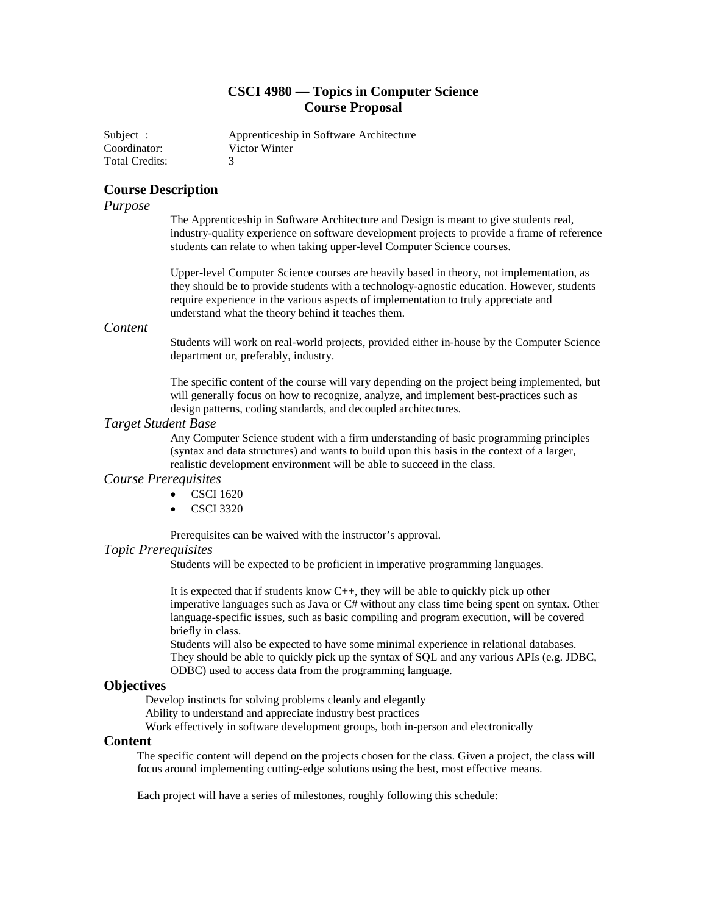# CSCI 4980 — Topics in Computer Science
# Course Proposal

| | |
|---|---|
| Subject : | Apprenticeship in Software Architecture |
| Coordinator: | Victor Winter |
| Total Credits: | 3 |

## Course Description

### *Purpose*

The Apprenticeship in Software Architecture and Design is meant to give students real, industry-quality experience on software development projects to provide a frame of reference students can relate to when taking upper-level Computer Science courses.

Upper-level Computer Science courses are heavily based in theory, not implementation, as they should be to provide students with a technology-agnostic education. However, students require experience in the various aspects of implementation to truly appreciate and understand what the theory behind it teaches them.

### *Content*

Students will work on real-world projects, provided either in-house by the Computer Science department or, preferably, industry.

The specific content of the course will vary depending on the project being implemented, but will generally focus on how to recognize, analyze, and implement best-practices such as design patterns, coding standards, and decoupled architectures.

### *Target Student Base*

Any Computer Science student with a firm understanding of basic programming principles (syntax and data structures) and wants to build upon this basis in the context of a larger, realistic development environment will be able to succeed in the class.

### *Course Prerequisites*

- CSCI 1620
- CSCI 3320

Prerequisites can be waived with the instructor's approval.

### *Topic Prerequisites*

Students will be expected to be proficient in imperative programming languages.

It is expected that if students know C++, they will be able to quickly pick up other imperative languages such as Java or C# without any class time being spent on syntax. Other language-specific issues, such as basic compiling and program execution, will be covered briefly in class.
Students will also be expected to have some minimal experience in relational databases. They should be able to quickly pick up the syntax of SQL and any various APIs (e.g. JDBC, ODBC) used to access data from the programming language.

## Objectives

Develop instincts for solving problems cleanly and elegantly
Ability to understand and appreciate industry best practices
Work effectively in software development groups, both in-person and electronically

## Content

The specific content will depend on the projects chosen for the class. Given a project, the class will focus around implementing cutting-edge solutions using the best, most effective means.

Each project will have a series of milestones, roughly following this schedule: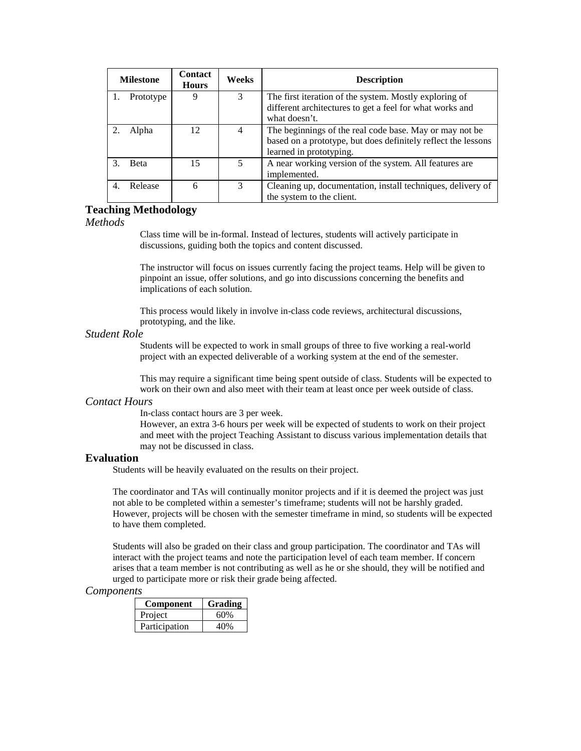| Milestone | Contact Hours | Weeks | Description |
|---|---|---|---|
| 1. Prototype | 9 | 3 | The first iteration of the system. Mostly exploring of different architectures to get a feel for what works and what doesn't. |
| 2. Alpha | 12 | 4 | The beginnings of the real code base. May or may not be based on a prototype, but does definitely reflect the lessons learned in prototyping. |
| 3. Beta | 15 | 5 | A near working version of the system. All features are implemented. |
| 4. Release | 6 | 3 | Cleaning up, documentation, install techniques, delivery of the system to the client. |

## Teaching Methodology

### *Methods*

Class time will be in-formal. Instead of lectures, students will actively participate in discussions, guiding both the topics and content discussed.

The instructor will focus on issues currently facing the project teams. Help will be given to pinpoint an issue, offer solutions, and go into discussions concerning the benefits and implications of each solution.

This process would likely in involve in-class code reviews, architectural discussions, prototyping, and the like.

### *Student Role*

Students will be expected to work in small groups of three to five working a real-world project with an expected deliverable of a working system at the end of the semester.

This may require a significant time being spent outside of class. Students will be expected to work on their own and also meet with their team at least once per week outside of class.

### *Contact Hours*

In-class contact hours are 3 per week.
However, an extra 3-6 hours per week will be expected of students to work on their project and meet with the project Teaching Assistant to discuss various implementation details that may not be discussed in class.

## Evaluation

Students will be heavily evaluated on the results on their project.

The coordinator and TAs will continually monitor projects and if it is deemed the project was just not able to be completed within a semester's timeframe; students will not be harshly graded. However, projects will be chosen with the semester timeframe in mind, so students will be expected to have them completed.

Students will also be graded on their class and group participation. The coordinator and TAs will interact with the project teams and note the participation level of each team member. If concern arises that a team member is not contributing as well as he or she should, they will be notified and urged to participate more or risk their grade being affected.

### *Components*

| Component | Grading |
|---|---|
| Project | 60% |
| Participation | 40% |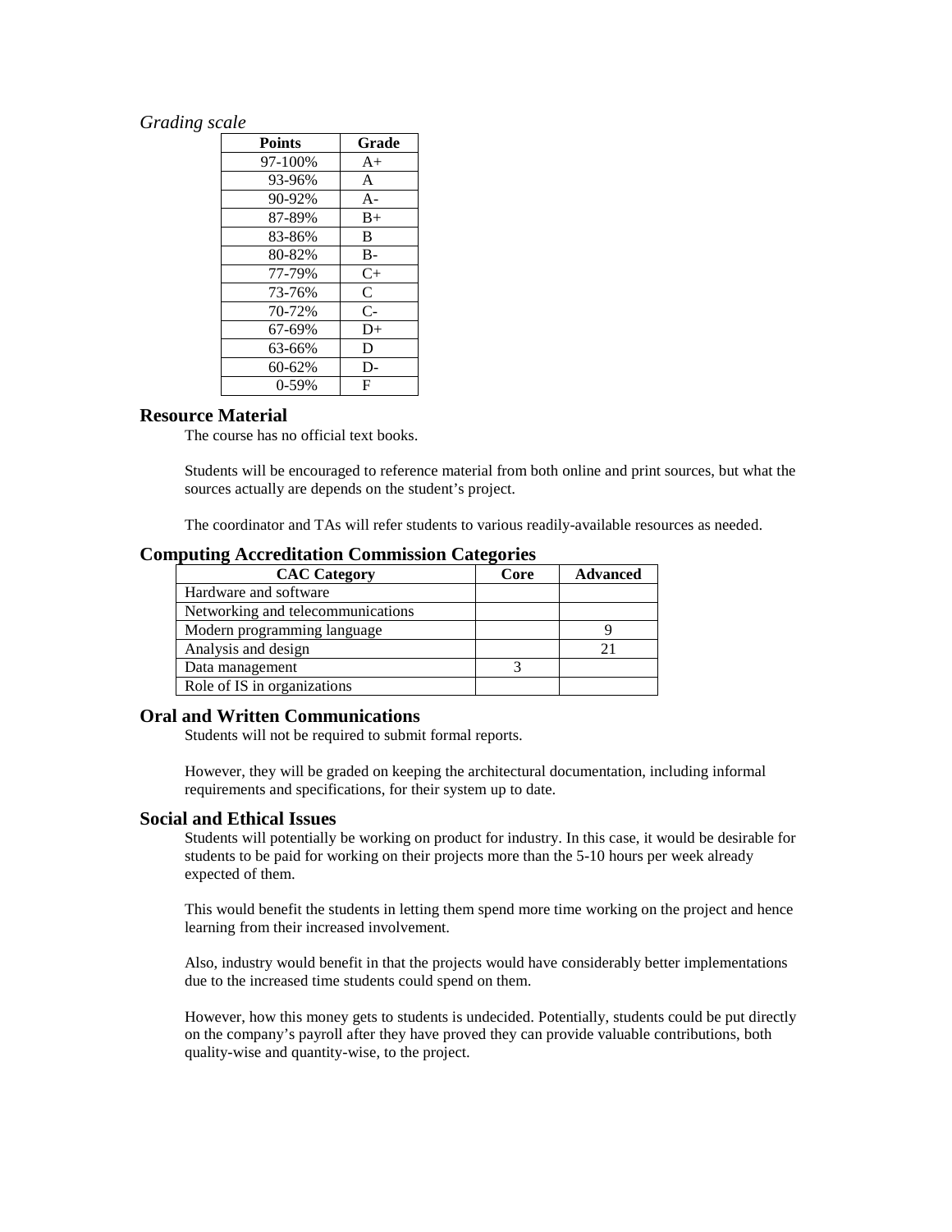*Grading scale*

| Points | Grade |
|---|---|
| 97-100% | A+ |
| 93-96% | A |
| 90-92% | A- |
| 87-89% | B+ |
| 83-86% | B |
| 80-82% | B- |
| 77-79% | C+ |
| 73-76% | C |
| 70-72% | C- |
| 67-69% | D+ |
| 63-66% | D |
| 60-62% | D- |
| 0-59% | F |

## Resource Material

The course has no official text books.

Students will be encouraged to reference material from both online and print sources, but what the sources actually are depends on the student's project.

The coordinator and TAs will refer students to various readily-available resources as needed.

## Computing Accreditation Commission Categories

| CAC Category | Core | Advanced |
|---|---|---|
| Hardware and software | | |
| Networking and telecommunications | | |
| Modern programming language | | 9 |
| Analysis and design | | 21 |
| Data management | 3 | |
| Role of IS in organizations | | |

## Oral and Written Communications

Students will not be required to submit formal reports.

However, they will be graded on keeping the architectural documentation, including informal requirements and specifications, for their system up to date.

## Social and Ethical Issues

Students will potentially be working on product for industry. In this case, it would be desirable for students to be paid for working on their projects more than the 5-10 hours per week already expected of them.

This would benefit the students in letting them spend more time working on the project and hence learning from their increased involvement.

Also, industry would benefit in that the projects would have considerably better implementations due to the increased time students could spend on them.

However, how this money gets to students is undecided. Potentially, students could be put directly on the company's payroll after they have proved they can provide valuable contributions, both quality-wise and quantity-wise, to the project.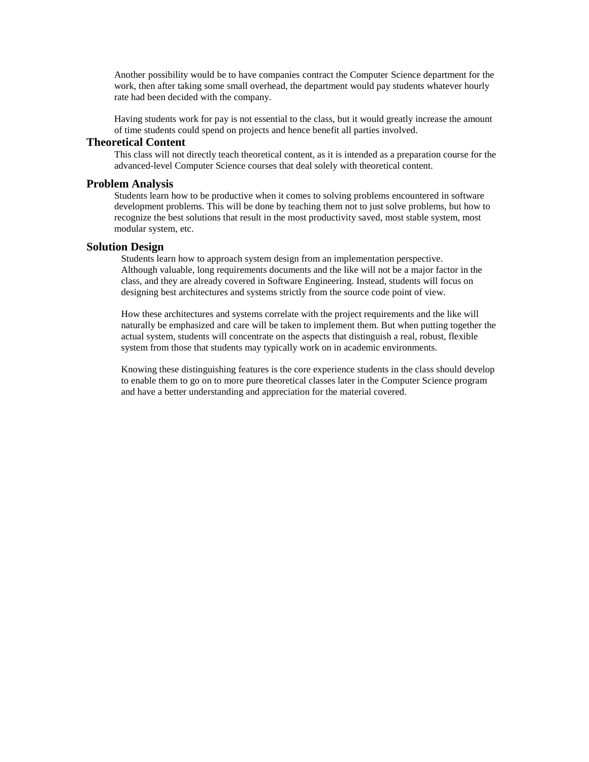Another possibility would be to have companies contract the Computer Science department for the work, then after taking some small overhead, the department would pay students whatever hourly rate had been decided with the company.

Having students work for pay is not essential to the class, but it would greatly increase the amount of time students could spend on projects and hence benefit all parties involved.

### Theoretical Content

This class will not directly teach theoretical content, as it is intended as a preparation course for the advanced-level Computer Science courses that deal solely with theoretical content.

### Problem Analysis

Students learn how to be productive when it comes to solving problems encountered in software development problems. This will be done by teaching them not to just solve problems, but how to recognize the best solutions that result in the most productivity saved, most stable system, most modular system, etc.

### Solution Design

Students learn how to approach system design from an implementation perspective. Although valuable, long requirements documents and the like will not be a major factor in the class, and they are already covered in Software Engineering. Instead, students will focus on designing best architectures and systems strictly from the source code point of view.

How these architectures and systems correlate with the project requirements and the like will naturally be emphasized and care will be taken to implement them. But when putting together the actual system, students will concentrate on the aspects that distinguish a real, robust, flexible system from those that students may typically work on in academic environments.

Knowing these distinguishing features is the core experience students in the class should develop to enable them to go on to more pure theoretical classes later in the Computer Science program and have a better understanding and appreciation for the material covered.